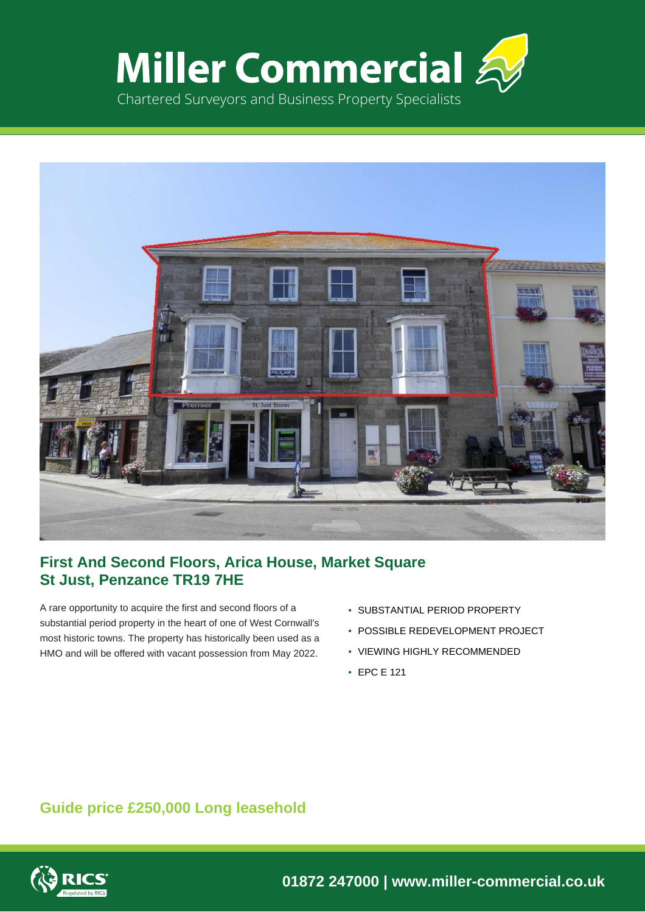# Miller Commercial

Chartered Surveyors and Business Property Specialists

## First And Second Floors, Arica House, Market Square St Just, Penzance TR19 7HE

A rare opportunity to acquire the first and second floors of a substantial period property in the heart of one of West Cornwall's most historic towns. The property has historically been used as a HMO and will be offered with vacant possession from May 2022.

- SUBSTANTIAL PERIOD PROPERTY
- POSSIBLE REDEVELOPMENT PROJECT
- VIEWING HIGHLY RECOMMENDED
- EPC E 121

### Guide price £250,000 Long leasehold

**01872 247000 | www.miller-commercial.co.uk**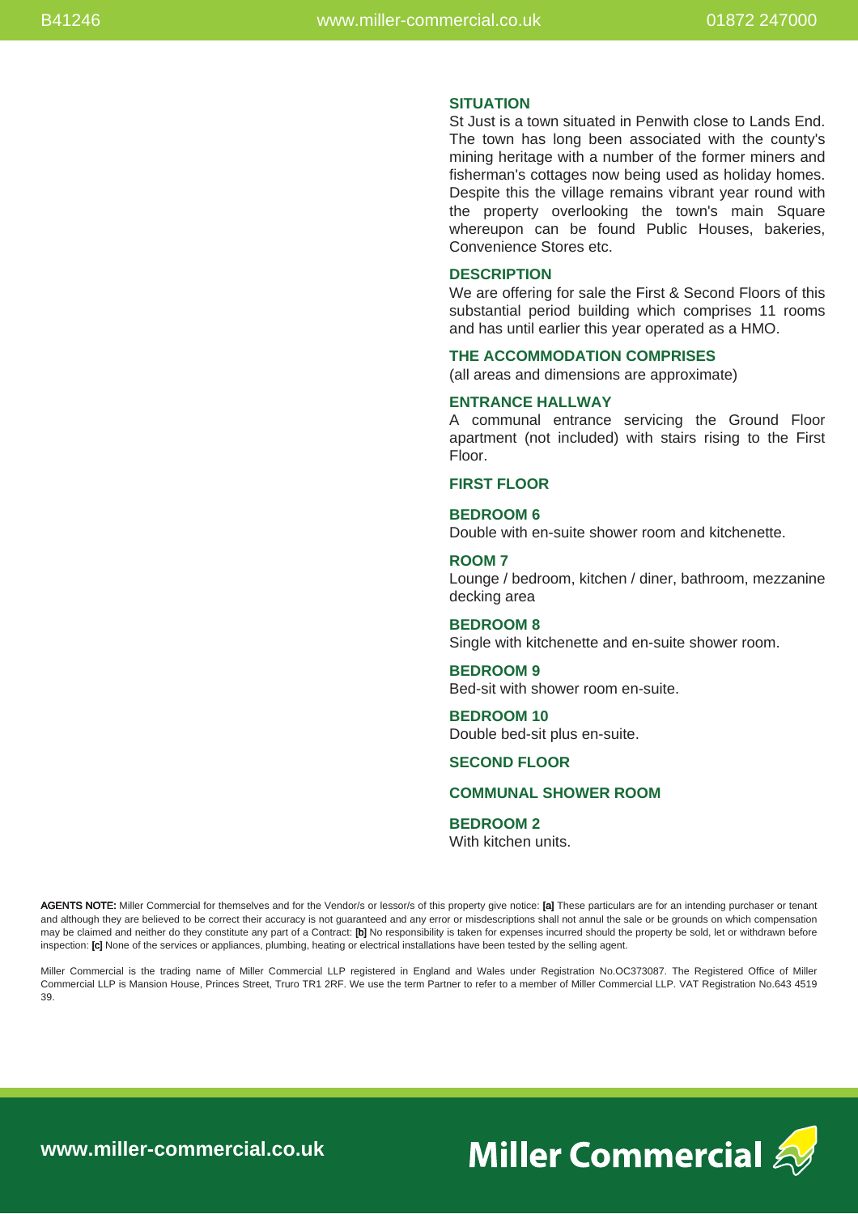## SITUATION

St Just is a town situated in Penwith close to Lands End. The town has long been associated with the county's mining heritage with a number of the former miners and fisherman's cottages now being used as holiday homes. Despite this the village remains vibrant year round with the property overlooking the town's main Square whereupon can be found Public Houses, bakeries, Convenience Stores etc.

## DESCRIPTION

We are offering for sale the First & Second Floors of this substantial period building which comprises 11 rooms and has until earlier this year operated as a HMO.

## THE ACCOMMODATION COMPRISES

(all areas and dimensions are approximate)

### ENTRANCE HALLWAY

A communal entrance servicing the Ground Floor apartment (not included) with stairs rising to the First Floor.

### FIRST FLOOR

**BEDROOM 6**

Double with en-suite shower room and kitchenette.

**ROOM 7**

Lounge / bedroom, kitchen / diner, bathroom, mezzanine decking area

**BEDROOM 8**

Single with kitchenette and en-suite shower room.

**BEDROOM 9**

Bed-sit with shower room en-suite.

**BEDROOM 10**

Double bed-sit plus en-suite.

### SECOND FLOOR

**COMMUNAL SHOWER ROOM**

**BEDROOM 2**

With kitchen units.

**AGENTS NOTE:** Miller Commercial for themselves and for the Vendor/s or lessor/s of this property give notice: **[a]** These particulars are for an intending purchaser or tenant and although they are believed to be correct their accuracy is not guaranteed and any error or misdescriptions shall not annul the sale or be grounds on which compensation may be claimed and neither do they constitute any part of a Contract: **[b]** No responsibility is taken for expenses incurred should the property be sold, let or withdrawn before inspection: **[c]** None of the services or appliances, plumbing, heating or electrical installations have been tested by the selling agent.

Miller Commercial is the trading name of Miller Commercial LLP registered in England and Wales under Registration No.OC373087. The Registered Office of Miller Commercial LLP is Mansion House, Princes Street, Truro TR1 2RF. We use the term Partner to refer to a member of Miller Commercial LLP. VAT Registration No.643 4519 39.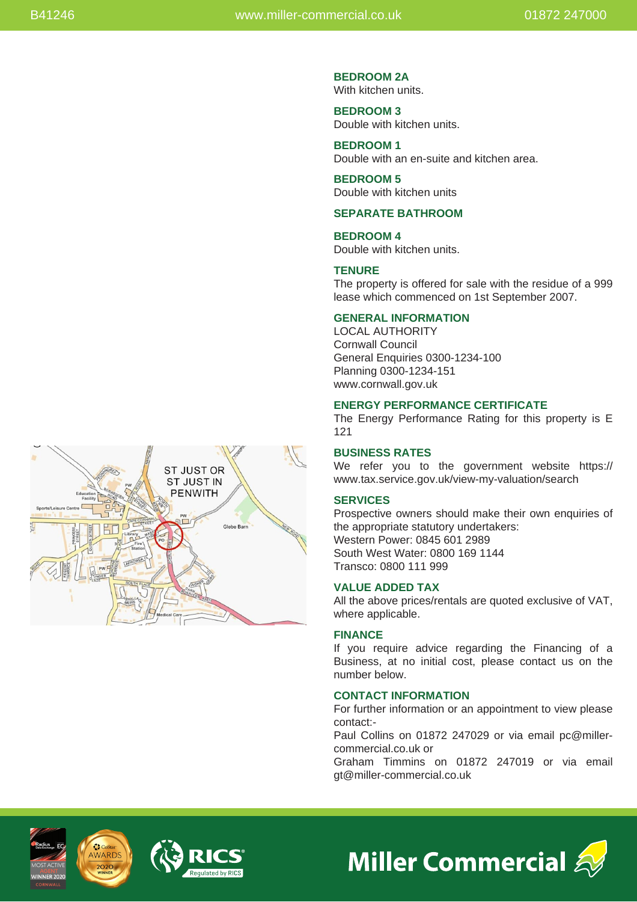## BEDROOM 2A

With kitchen units.

## BEDROOM 3

Double with kitchen units.

## BEDROOM 1

Double with an en-suite and kitchen area.

## BEDROOM 5

Double with kitchen units

## SEPARATE BATHROOM

## BEDROOM 4

Double with kitchen units.

## TENURE

The property is offered for sale with the residue of a 999 lease which commenced on 1st September 2007.

## GENERAL INFORMATION

LOCAL AUTHORITY
Cornwall Council
General Enquiries 0300-1234-100
Planning 0300-1234-151
www.cornwall.gov.uk

## ENERGY PERFORMANCE CERTIFICATE

The Energy Performance Rating for this property is E 121

## BUSINESS RATES

We refer you to the government website https://www.tax.service.gov.uk/view-my-valuation/search

## SERVICES

Prospective owners should make their own enquiries of the appropriate statutory undertakers:
Western Power: 0845 601 2989
South West Water: 0800 169 1144
Transco: 0800 111 999

## VALUE ADDED TAX

All the above prices/rentals are quoted exclusive of VAT, where applicable.

## FINANCE

If you require advice regarding the Financing of a Business, at no initial cost, please contact us on the number below.

## CONTACT INFORMATION

For further information or an appointment to view please contact:-
Paul Collins on 01872 247029 or via email pc@miller-commercial.co.uk or
Graham Timmins on 01872 247019 or via email gt@miller-commercial.co.uk